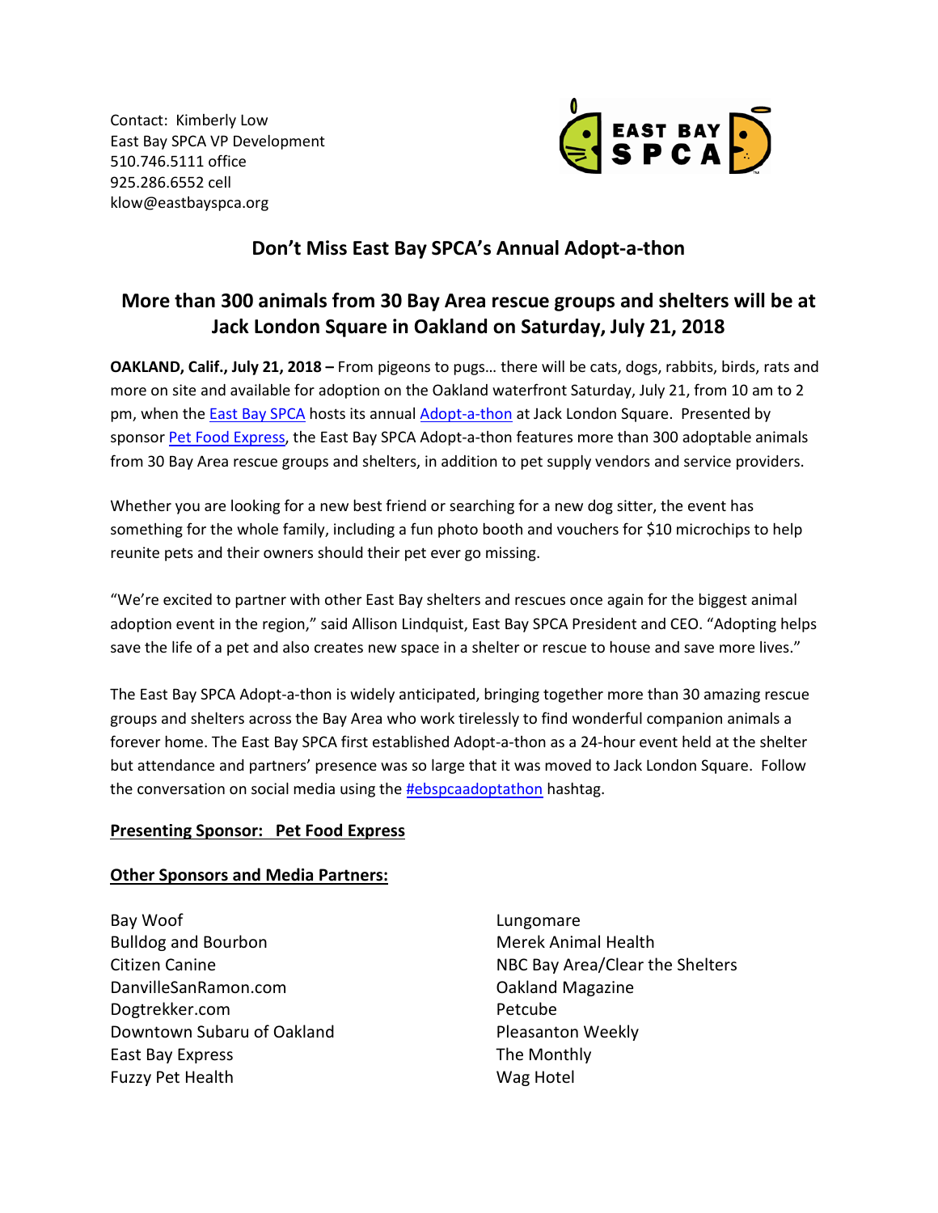Contact: Kimberly Low
East Bay SPCA VP Development
510.746.5111 office
925.286.6552 cell
klow@eastbayspca.org

## Don't Miss East Bay SPCA's Annual Adopt-a-thon

## More than 300 animals from 30 Bay Area rescue groups and shelters will be at Jack London Square in Oakland on Saturday, July 21, 2018

**OAKLAND, Calif., July 21, 2018 –** From pigeons to pugs… there will be cats, dogs, rabbits, birds, rats and more on site and available for adoption on the Oakland waterfront Saturday, July 21, from 10 am to 2 pm, when the East Bay SPCA hosts its annual Adopt-a-thon at Jack London Square. Presented by sponsor Pet Food Express, the East Bay SPCA Adopt-a-thon features more than 300 adoptable animals from 30 Bay Area rescue groups and shelters, in addition to pet supply vendors and service providers.

Whether you are looking for a new best friend or searching for a new dog sitter, the event has something for the whole family, including a fun photo booth and vouchers for $10 microchips to help reunite pets and their owners should their pet ever go missing.

"We're excited to partner with other East Bay shelters and rescues once again for the biggest animal adoption event in the region," said Allison Lindquist, East Bay SPCA President and CEO. "Adopting helps save the life of a pet and also creates new space in a shelter or rescue to house and save more lives."

The East Bay SPCA Adopt-a-thon is widely anticipated, bringing together more than 30 amazing rescue groups and shelters across the Bay Area who work tirelessly to find wonderful companion animals a forever home. The East Bay SPCA first established Adopt-a-thon as a 24-hour event held at the shelter but attendance and partners' presence was so large that it was moved to Jack London Square. Follow the conversation on social media using the #ebspcaadoptathon hashtag.

**Presenting Sponsor: Pet Food Express**

**Other Sponsors and Media Partners:**

Bay Woof
Bulldog and Bourbon
Citizen Canine
DanvilleSanRamon.com
Dogtrekker.com
Downtown Subaru of Oakland
East Bay Express
Fuzzy Pet Health
Lungomare
Merek Animal Health
NBC Bay Area/Clear the Shelters
Oakland Magazine
Petcube
Pleasanton Weekly
The Monthly
Wag Hotel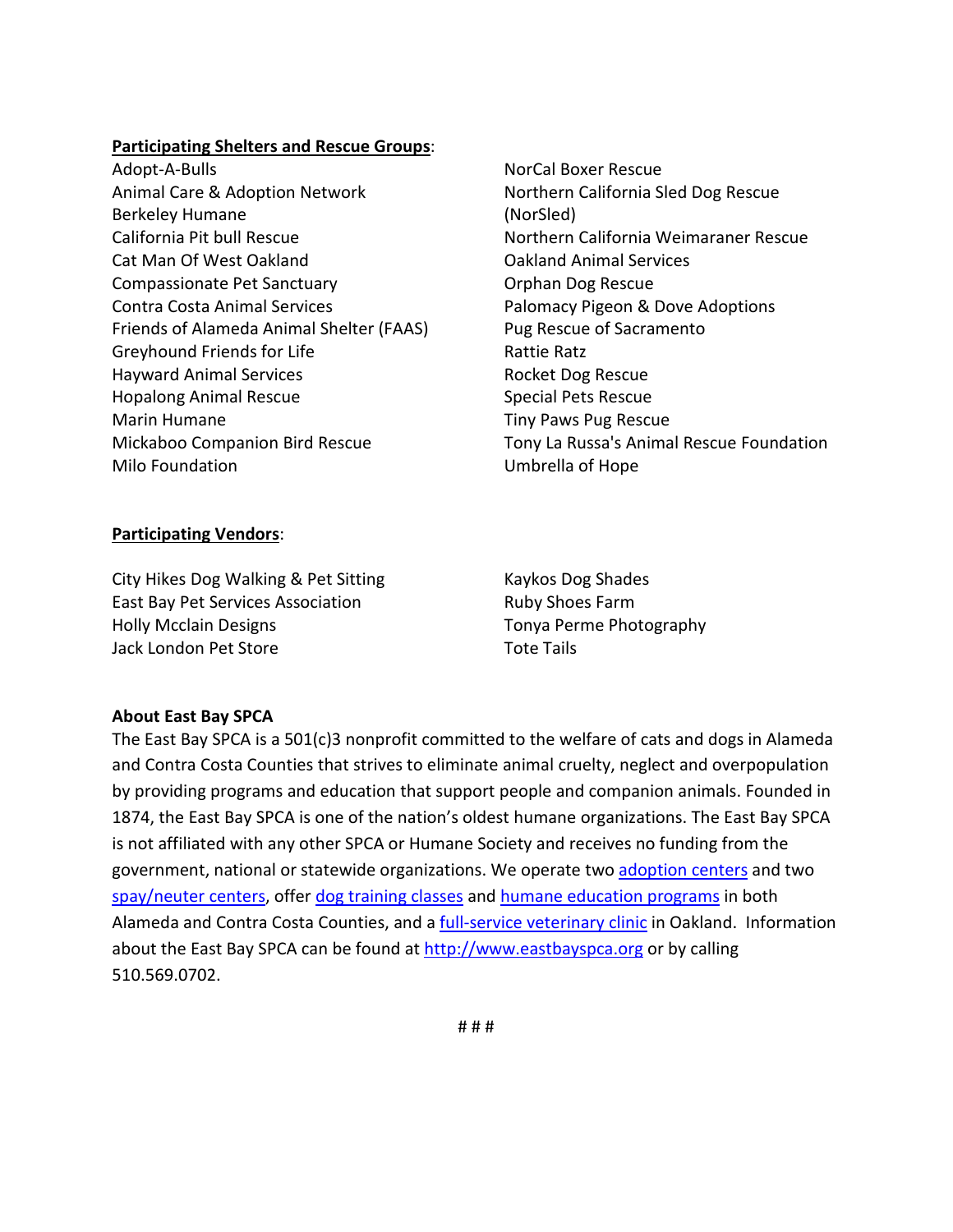**Participating Shelters and Rescue Groups**:

Adopt-A-Bulls
Animal Care & Adoption Network
Berkeley Humane
California Pit bull Rescue
Cat Man Of West Oakland
Compassionate Pet Sanctuary
Contra Costa Animal Services
Friends of Alameda Animal Shelter (FAAS)
Greyhound Friends for Life
Hayward Animal Services
Hopalong Animal Rescue
Marin Humane
Mickaboo Companion Bird Rescue
Milo Foundation
NorCal Boxer Rescue
Northern California Sled Dog Rescue (NorSled)
Northern California Weimaraner Rescue
Oakland Animal Services
Orphan Dog Rescue
Palomacy Pigeon & Dove Adoptions
Pug Rescue of Sacramento
Rattie Ratz
Rocket Dog Rescue
Special Pets Rescue
Tiny Paws Pug Rescue
Tony La Russa's Animal Rescue Foundation
Umbrella of Hope

**Participating Vendors**:

City Hikes Dog Walking & Pet Sitting
East Bay Pet Services Association
Holly Mcclain Designs
Jack London Pet Store
Kaykos Dog Shades
Ruby Shoes Farm
Tonya Perme Photography
Tote Tails

**About East Bay SPCA**

The East Bay SPCA is a 501(c)3 nonprofit committed to the welfare of cats and dogs in Alameda and Contra Costa Counties that strives to eliminate animal cruelty, neglect and overpopulation by providing programs and education that support people and companion animals. Founded in 1874, the East Bay SPCA is one of the nation's oldest humane organizations. The East Bay SPCA is not affiliated with any other SPCA or Humane Society and receives no funding from the government, national or statewide organizations. We operate two adoption centers and two spay/neuter centers, offer dog training classes and humane education programs in both Alameda and Contra Costa Counties, and a full-service veterinary clinic in Oakland. Information about the East Bay SPCA can be found at http://www.eastbayspca.org or by calling 510.569.0702.

# # #